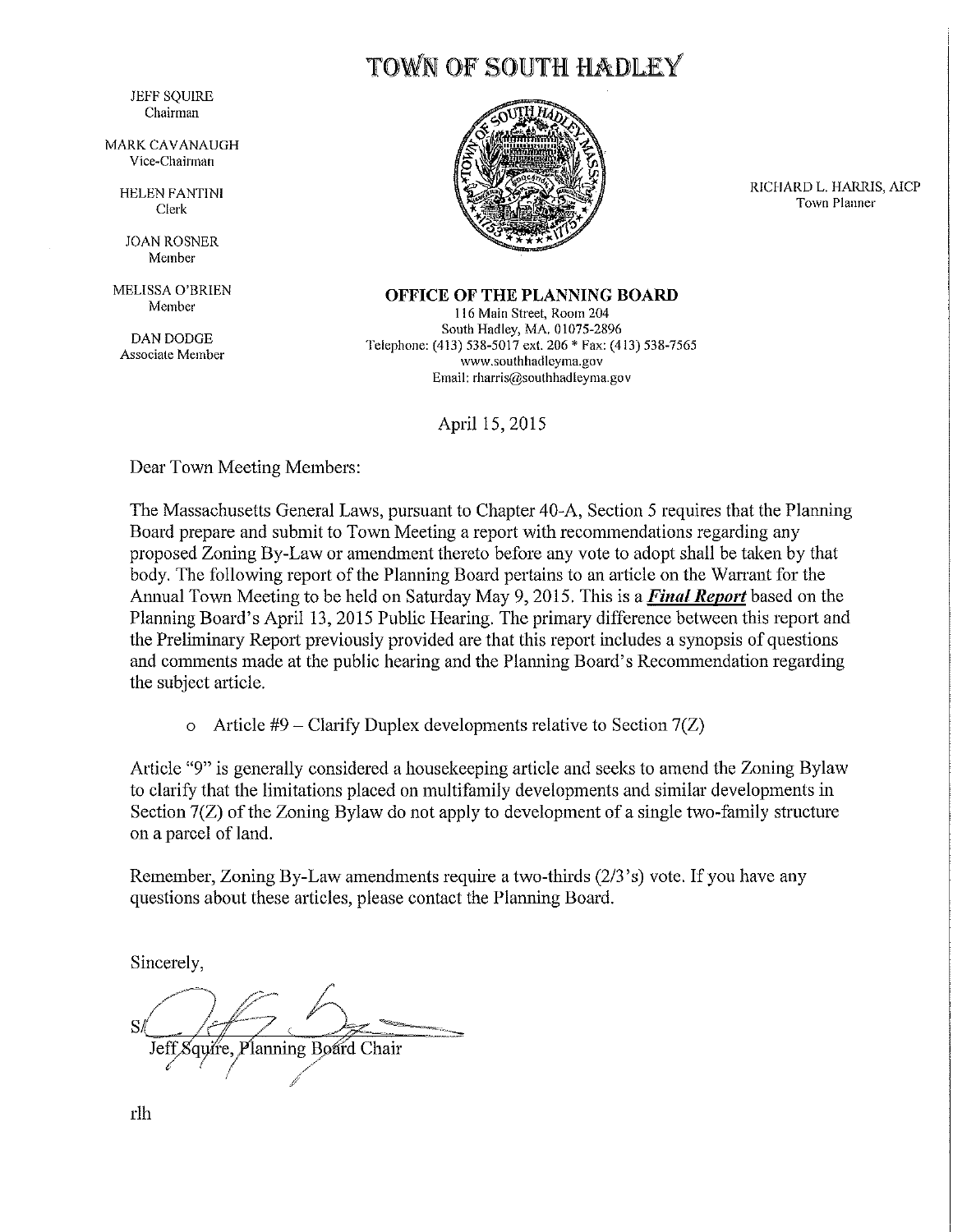# TOWN OF SOUTH HADLEY

JEFF SQUIRE
Chairman

MARK CAVANAUGH
Vice-Chairman

HELEN FANTINI
Clerk

JOAN ROSNER
Member

MELISSA O'BRIEN
Member

DAN DODGE
Associate Member

RICHARD L. HARRIS, AICP
Town Planner

**OFFICE OF THE PLANNING BOARD**
116 Main Street, Room 204
South Hadley, MA, 01075-2896
Telephone: (413) 538-5017 ext. 206 * Fax: (413) 538-7565
www.southhadleyma.gov
Email: rharris@southhadleyma.gov

April 15, 2015

Dear Town Meeting Members:

The Massachusetts General Laws, pursuant to Chapter 40-A, Section 5 requires that the Planning Board prepare and submit to Town Meeting a report with recommendations regarding any proposed Zoning By-Law or amendment thereto before any vote to adopt shall be taken by that body. The following report of the Planning Board pertains to an article on the Warrant for the Annual Town Meeting to be held on Saturday May 9, 2015. This is a ***Final Report*** based on the Planning Board's April 13, 2015 Public Hearing. The primary difference between this report and the Preliminary Report previously provided are that this report includes a synopsis of questions and comments made at the public hearing and the Planning Board's Recommendation regarding the subject article.

- Article #9 – Clarify Duplex developments relative to Section 7(Z)

Article "9" is generally considered a housekeeping article and seeks to amend the Zoning Bylaw to clarify that the limitations placed on multifamily developments and similar developments in Section 7(Z) of the Zoning Bylaw do not apply to development of a single two-family structure on a parcel of land.

Remember, Zoning By-Law amendments require a two-thirds (2/3's) vote. If you have any questions about these articles, please contact the Planning Board.

Sincerely,

S/
Jeff Squire, Planning Board Chair

rlh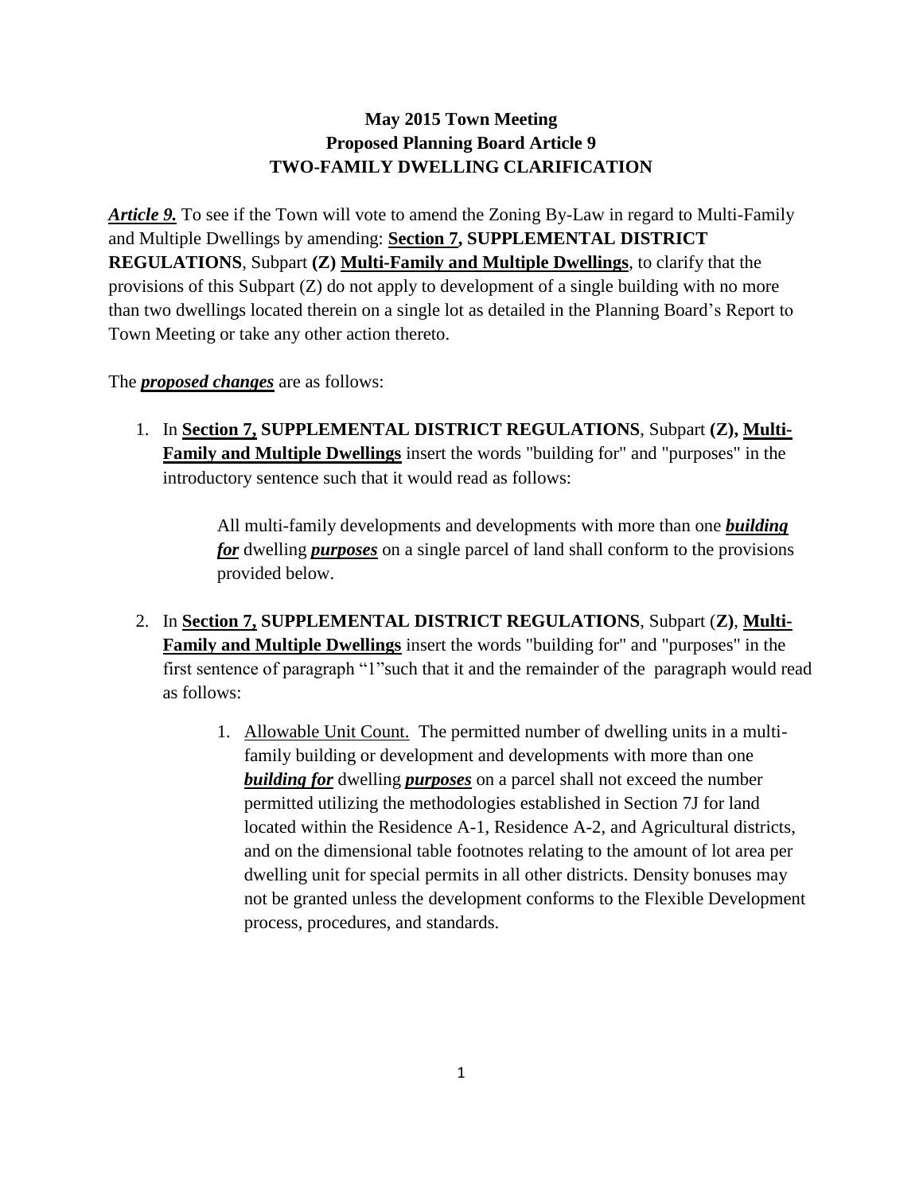**May 2015 Town Meeting**
**Proposed Planning Board Article 9**
**TWO-FAMILY DWELLING CLARIFICATION**

***Article 9.*** To see if the Town will vote to amend the Zoning By-Law in regard to Multi-Family and Multiple Dwellings by amending: **Section 7, SUPPLEMENTAL DISTRICT REGULATIONS**, Subpart **(Z) Multi-Family and Multiple Dwellings**, to clarify that the provisions of this Subpart (Z) do not apply to development of a single building with no more than two dwellings located therein on a single lot as detailed in the Planning Board's Report to Town Meeting or take any other action thereto.

The ***proposed changes*** are as follows:

1. In **Section 7, SUPPLEMENTAL DISTRICT REGULATIONS**, Subpart **(Z), Multi-Family and Multiple Dwellings** insert the words "building for" and "purposes" in the introductory sentence such that it would read as follows:

   All multi-family developments and developments with more than one ***building for*** dwelling ***purposes*** on a single parcel of land shall conform to the provisions provided below.

2. In **Section 7, SUPPLEMENTAL DISTRICT REGULATIONS**, Subpart (**Z**), **Multi-Family and Multiple Dwellings** insert the words "building for" and "purposes" in the first sentence of paragraph "1"such that it and the remainder of the paragraph would read as follows:

   1. Allowable Unit Count. The permitted number of dwelling units in a multi-family building or development and developments with more than one ***building for*** dwelling ***purposes*** on a parcel shall not exceed the number permitted utilizing the methodologies established in Section 7J for land located within the Residence A-1, Residence A-2, and Agricultural districts, and on the dimensional table footnotes relating to the amount of lot area per dwelling unit for special permits in all other districts. Density bonuses may not be granted unless the development conforms to the Flexible Development process, procedures, and standards.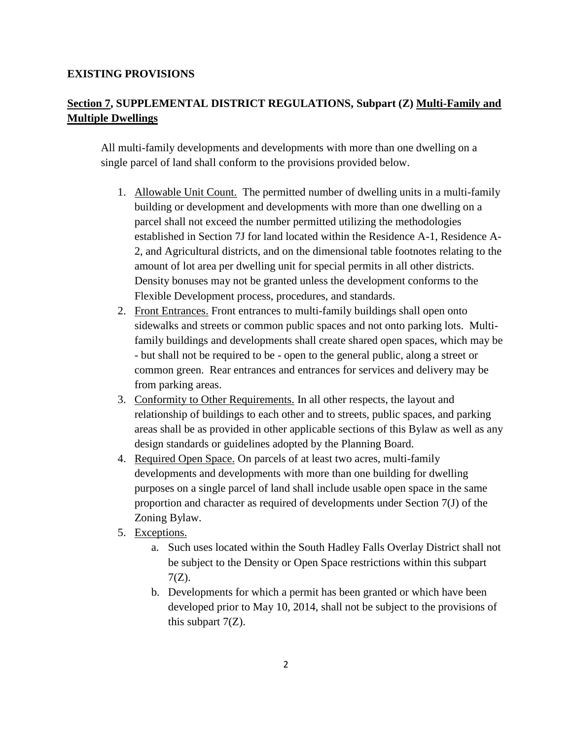**EXISTING PROVISIONS**

**Section 7, SUPPLEMENTAL DISTRICT REGULATIONS, Subpart (Z) Multi-Family and Multiple Dwellings**

All multi-family developments and developments with more than one dwelling on a single parcel of land shall conform to the provisions provided below.

1. Allowable Unit Count. The permitted number of dwelling units in a multi-family building or development and developments with more than one dwelling on a parcel shall not exceed the number permitted utilizing the methodologies established in Section 7J for land located within the Residence A-1, Residence A-2, and Agricultural districts, and on the dimensional table footnotes relating to the amount of lot area per dwelling unit for special permits in all other districts. Density bonuses may not be granted unless the development conforms to the Flexible Development process, procedures, and standards.
2. Front Entrances. Front entrances to multi-family buildings shall open onto sidewalks and streets or common public spaces and not onto parking lots. Multi-family buildings and developments shall create shared open spaces, which may be - but shall not be required to be - open to the general public, along a street or common green. Rear entrances and entrances for services and delivery may be from parking areas.
3. Conformity to Other Requirements. In all other respects, the layout and relationship of buildings to each other and to streets, public spaces, and parking areas shall be as provided in other applicable sections of this Bylaw as well as any design standards or guidelines adopted by the Planning Board.
4. Required Open Space. On parcels of at least two acres, multi-family developments and developments with more than one building for dwelling purposes on a single parcel of land shall include usable open space in the same proportion and character as required of developments under Section 7(J) of the Zoning Bylaw.
5. Exceptions.
    a. Such uses located within the South Hadley Falls Overlay District shall not be subject to the Density or Open Space restrictions within this subpart 7(Z).
    b. Developments for which a permit has been granted or which have been developed prior to May 10, 2014, shall not be subject to the provisions of this subpart 7(Z).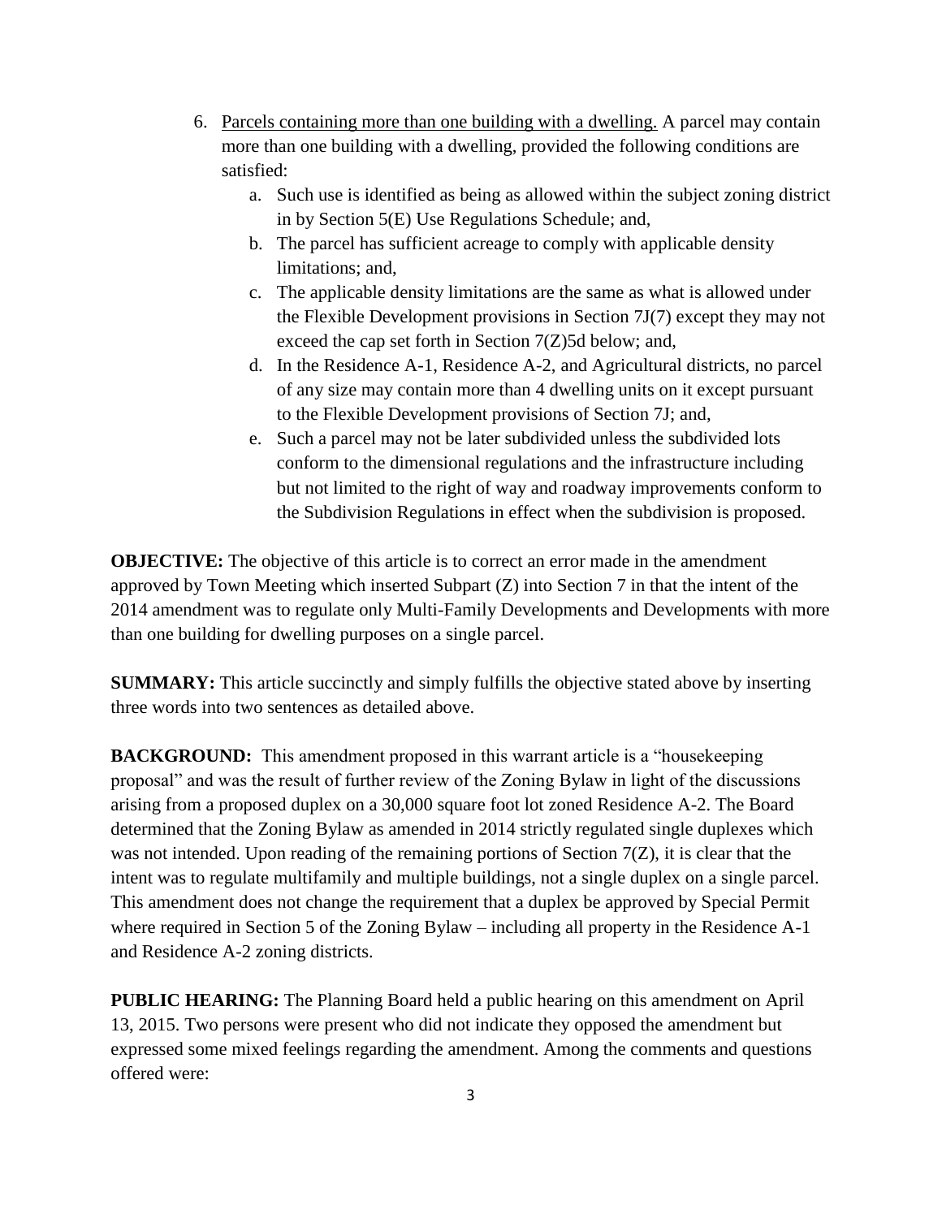6. <u>Parcels containing more than one building with a dwelling.</u> A parcel may contain more than one building with a dwelling, provided the following conditions are satisfied:
    a. Such use is identified as being as allowed within the subject zoning district in by Section 5(E) Use Regulations Schedule; and,
    b. The parcel has sufficient acreage to comply with applicable density limitations; and,
    c. The applicable density limitations are the same as what is allowed under the Flexible Development provisions in Section 7J(7) except they may not exceed the cap set forth in Section 7(Z)5d below; and,
    d. In the Residence A-1, Residence A-2, and Agricultural districts, no parcel of any size may contain more than 4 dwelling units on it except pursuant to the Flexible Development provisions of Section 7J; and,
    e. Such a parcel may not be later subdivided unless the subdivided lots conform to the dimensional regulations and the infrastructure including but not limited to the right of way and roadway improvements conform to the Subdivision Regulations in effect when the subdivision is proposed.

**OBJECTIVE:** The objective of this article is to correct an error made in the amendment approved by Town Meeting which inserted Subpart (Z) into Section 7 in that the intent of the 2014 amendment was to regulate only Multi-Family Developments and Developments with more than one building for dwelling purposes on a single parcel.

**SUMMARY:** This article succinctly and simply fulfills the objective stated above by inserting three words into two sentences as detailed above.

**BACKGROUND:** This amendment proposed in this warrant article is a "housekeeping proposal" and was the result of further review of the Zoning Bylaw in light of the discussions arising from a proposed duplex on a 30,000 square foot lot zoned Residence A-2. The Board determined that the Zoning Bylaw as amended in 2014 strictly regulated single duplexes which was not intended. Upon reading of the remaining portions of Section 7(Z), it is clear that the intent was to regulate multifamily and multiple buildings, not a single duplex on a single parcel. This amendment does not change the requirement that a duplex be approved by Special Permit where required in Section 5 of the Zoning Bylaw – including all property in the Residence A-1 and Residence A-2 zoning districts.

**PUBLIC HEARING:** The Planning Board held a public hearing on this amendment on April 13, 2015. Two persons were present who did not indicate they opposed the amendment but expressed some mixed feelings regarding the amendment. Among the comments and questions offered were: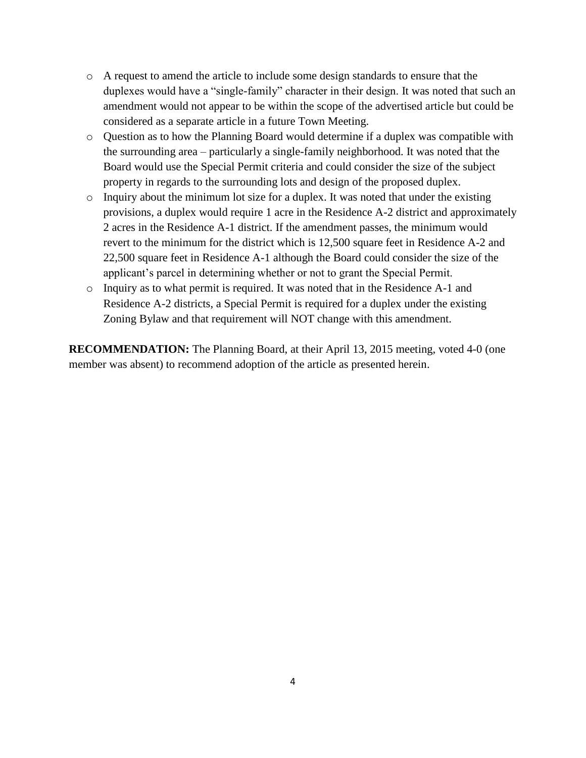- A request to amend the article to include some design standards to ensure that the duplexes would have a "single-family" character in their design. It was noted that such an amendment would not appear to be within the scope of the advertised article but could be considered as a separate article in a future Town Meeting.
- Question as to how the Planning Board would determine if a duplex was compatible with the surrounding area – particularly a single-family neighborhood. It was noted that the Board would use the Special Permit criteria and could consider the size of the subject property in regards to the surrounding lots and design of the proposed duplex.
- Inquiry about the minimum lot size for a duplex. It was noted that under the existing provisions, a duplex would require 1 acre in the Residence A-2 district and approximately 2 acres in the Residence A-1 district. If the amendment passes, the minimum would revert to the minimum for the district which is 12,500 square feet in Residence A-2 and 22,500 square feet in Residence A-1 although the Board could consider the size of the applicant's parcel in determining whether or not to grant the Special Permit.
- Inquiry as to what permit is required. It was noted that in the Residence A-1 and Residence A-2 districts, a Special Permit is required for a duplex under the existing Zoning Bylaw and that requirement will NOT change with this amendment.

**RECOMMENDATION:** The Planning Board, at their April 13, 2015 meeting, voted 4-0 (one member was absent) to recommend adoption of the article as presented herein.